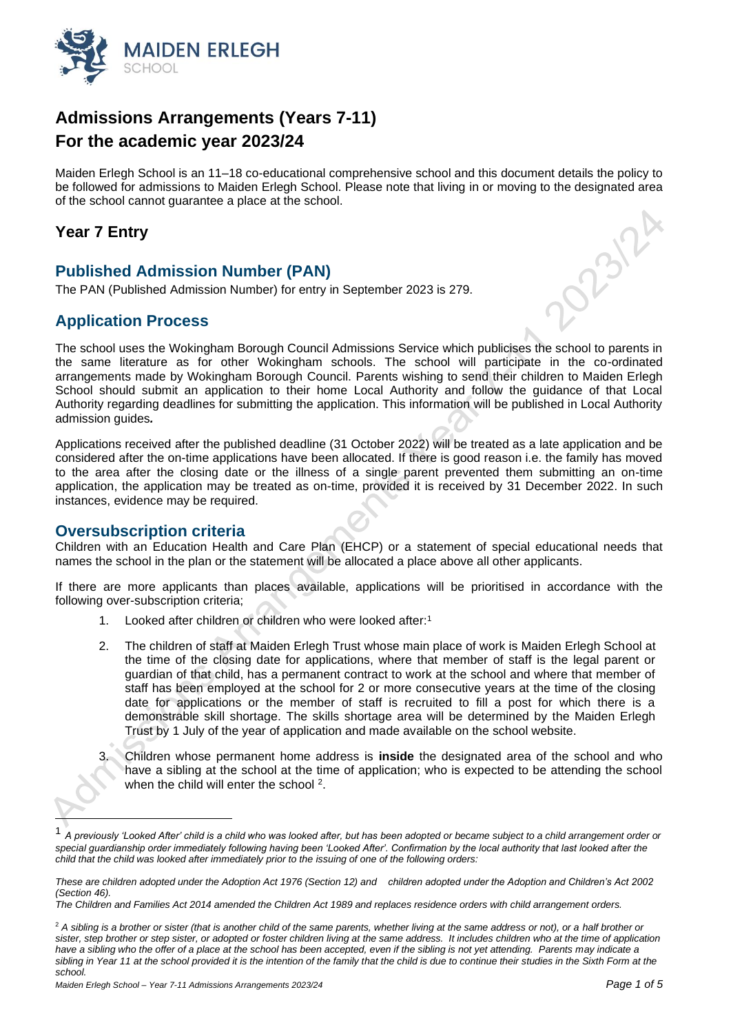MAIDEN ERLEGH SCHOOL

# Admissions Arrangements (Years 7-11)
# For the academic year 2023/24

Maiden Erlegh School is an 11–18 co-educational comprehensive school and this document details the policy to be followed for admissions to Maiden Erlegh School. Please note that living in or moving to the designated area of the school cannot guarantee a place at the school.

## Year 7 Entry

### Published Admission Number (PAN)

The PAN (Published Admission Number) for entry in September 2023 is 279.

### Application Process

The school uses the Wokingham Borough Council Admissions Service which publicises the school to parents in the same literature as for other Wokingham schools. The school will participate in the co-ordinated arrangements made by Wokingham Borough Council. Parents wishing to send their children to Maiden Erlegh School should submit an application to their home Local Authority and follow the guidance of that Local Authority regarding deadlines for submitting the application. This information will be published in Local Authority admission guides.

Applications received after the published deadline (31 October 2022) will be treated as a late application and be considered after the on-time applications have been allocated. If there is good reason i.e. the family has moved to the area after the closing date or the illness of a single parent prevented them submitting an on-time application, the application may be treated as on-time, provided it is received by 31 December 2022. In such instances, evidence may be required.

### Oversubscription criteria

Children with an Education Health and Care Plan (EHCP) or a statement of special educational needs that names the school in the plan or the statement will be allocated a place above all other applicants.

If there are more applicants than places available, applications will be prioritised in accordance with the following over-subscription criteria;

1. Looked after children or children who were looked after:[1]
2. The children of staff at Maiden Erlegh Trust whose main place of work is Maiden Erlegh School at the time of the closing date for applications, where that member of staff is the legal parent or guardian of that child, has a permanent contract to work at the school and where that member of staff has been employed at the school for 2 or more consecutive years at the time of the closing date for applications or the member of staff is recruited to fill a post for which there is a demonstrable skill shortage. The skills shortage area will be determined by the Maiden Erlegh Trust by 1 July of the year of application and made available on the school website.
3. Children whose permanent home address is **inside** the designated area of the school and who have a sibling at the school at the time of application; who is expected to be attending the school when the child will enter the school [2].

---

[1] *A previously 'Looked After' child is a child who was looked after, but has been adopted or became subject to a child arrangement order or special guardianship order immediately following having been 'Looked After'. Confirmation by the local authority that last looked after the child that the child was looked after immediately prior to the issuing of one of the following orders:*

*These are children adopted under the Adoption Act 1976 (Section 12) and children adopted under the Adoption and Children's Act 2002 (Section 46).*
*The Children and Families Act 2014 amended the Children Act 1989 and replaces residence orders with child arrangement orders.*

[2] *A sibling is a brother or sister (that is another child of the same parents, whether living at the same address or not), or a half brother or sister, step brother or step sister, or adopted or foster children living at the same address. It includes children who at the time of application have a sibling who the offer of a place at the school has been accepted, even if the sibling is not yet attending. Parents may indicate a sibling in Year 11 at the school provided it is the intention of the family that the child is due to continue their studies in the Sixth Form at the school.*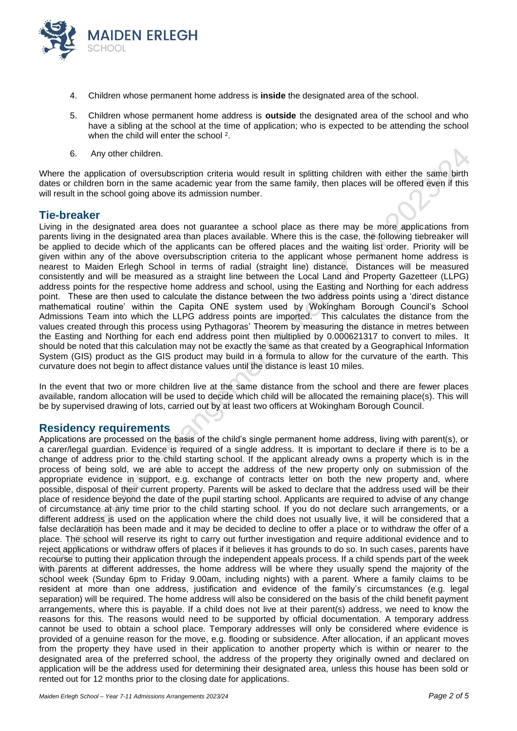4. Children whose permanent home address is **inside** the designated area of the school.

5. Children whose permanent home address is **outside** the designated area of the school and who have a sibling at the school at the time of application; who is expected to be attending the school when the child will enter the school [2].

6. Any other children.

Where the application of oversubscription criteria would result in splitting children with either the same birth dates or children born in the same academic year from the same family, then places will be offered even if this will result in the school going above its admission number.

## Tie-breaker

Living in the designated area does not guarantee a school place as there may be more applications from parents living in the designated area than places available. Where this is the case, the following tiebreaker will be applied to decide which of the applicants can be offered places and the waiting list order. Priority will be given within any of the above oversubscription criteria to the applicant whose permanent home address is nearest to Maiden Erlegh School in terms of radial (straight line) distance. Distances will be measured consistently and will be measured as a straight line between the Local Land and Property Gazetteer (LLPG) address points for the respective home address and school, using the Easting and Northing for each address point. These are then used to calculate the distance between the two address points using a 'direct distance mathematical routine' within the Capita ONE system used by Wokingham Borough Council's School Admissions Team into which the LLPG address points are imported. This calculates the distance from the values created through this process using Pythagoras' Theorem by measuring the distance in metres between the Easting and Northing for each end address point then multiplied by 0.000621317 to convert to miles. It should be noted that this calculation may not be exactly the same as that created by a Geographical Information System (GIS) product as the GIS product may build in a formula to allow for the curvature of the earth. This curvature does not begin to affect distance values until the distance is least 10 miles.

In the event that two or more children live at the same distance from the school and there are fewer places available, random allocation will be used to decide which child will be allocated the remaining place(s). This will be by supervised drawing of lots, carried out by at least two officers at Wokingham Borough Council.

## Residency requirements

Applications are processed on the basis of the child's single permanent home address, living with parent(s), or a carer/legal guardian. Evidence is required of a single address. It is important to declare if there is to be a change of address prior to the child starting school. If the applicant already owns a property which is in the process of being sold, we are able to accept the address of the new property only on submission of the appropriate evidence in support, e.g. exchange of contracts letter on both the new property and, where possible, disposal of their current property. Parents will be asked to declare that the address used will be their place of residence beyond the date of the pupil starting school. Applicants are required to advise of any change of circumstance at any time prior to the child starting school. If you do not declare such arrangements, or a different address is used on the application where the child does not usually live, it will be considered that a false declaration has been made and it may be decided to decline to offer a place or to withdraw the offer of a place. The school will reserve its right to carry out further investigation and require additional evidence and to reject applications or withdraw offers of places if it believes it has grounds to do so. In such cases, parents have recourse to putting their application through the independent appeals process. If a child spends part of the week with parents at different addresses, the home address will be where they usually spend the majority of the school week (Sunday 6pm to Friday 9.00am, including nights) with a parent. Where a family claims to be resident at more than one address, justification and evidence of the family's circumstances (e.g. legal separation) will be required. The home address will also be considered on the basis of the child benefit payment arrangements, where this is payable. If a child does not live at their parent(s) address, we need to know the reasons for this. The reasons would need to be supported by official documentation. A temporary address cannot be used to obtain a school place. Temporary addresses will only be considered where evidence is provided of a genuine reason for the move, e.g. flooding or subsidence. After allocation, if an applicant moves from the property they have used in their application to another property which is within or nearer to the designated area of the preferred school, the address of the property they originally owned and declared on application will be the address used for determining their designated area, unless this house has been sold or rented out for 12 months prior to the closing date for applications.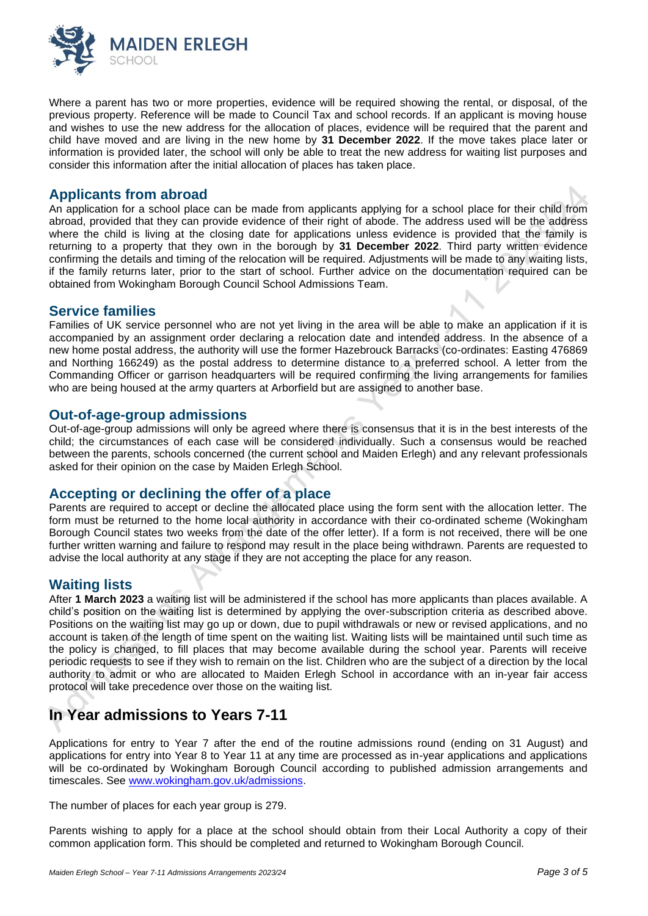Where a parent has two or more properties, evidence will be required showing the rental, or disposal, of the previous property. Reference will be made to Council Tax and school records. If an applicant is moving house and wishes to use the new address for the allocation of places, evidence will be required that the parent and child have moved and are living in the new home by **31 December 2022**. If the move takes place later or information is provided later, the school will only be able to treat the new address for waiting list purposes and consider this information after the initial allocation of places has taken place.

## Applicants from abroad

An application for a school place can be made from applicants applying for a school place for their child from abroad, provided that they can provide evidence of their right of abode. The address used will be the address where the child is living at the closing date for applications unless evidence is provided that the family is returning to a property that they own in the borough by **31 December 2022**. Third party written evidence confirming the details and timing of the relocation will be required. Adjustments will be made to any waiting lists, if the family returns later, prior to the start of school. Further advice on the documentation required can be obtained from Wokingham Borough Council School Admissions Team.

## Service families

Families of UK service personnel who are not yet living in the area will be able to make an application if it is accompanied by an assignment order declaring a relocation date and intended address. In the absence of a new home postal address, the authority will use the former Hazebrouck Barracks (co-ordinates: Easting 476869 and Northing 166249) as the postal address to determine distance to a preferred school. A letter from the Commanding Officer or garrison headquarters will be required confirming the living arrangements for families who are being housed at the army quarters at Arborfield but are assigned to another base.

## Out-of-age-group admissions

Out-of-age-group admissions will only be agreed where there is consensus that it is in the best interests of the child; the circumstances of each case will be considered individually. Such a consensus would be reached between the parents, schools concerned (the current school and Maiden Erlegh) and any relevant professionals asked for their opinion on the case by Maiden Erlegh School.

## Accepting or declining the offer of a place

Parents are required to accept or decline the allocated place using the form sent with the allocation letter. The form must be returned to the home local authority in accordance with their co-ordinated scheme (Wokingham Borough Council states two weeks from the date of the offer letter). If a form is not received, there will be one further written warning and failure to respond may result in the place being withdrawn. Parents are requested to advise the local authority at any stage if they are not accepting the place for any reason.

## Waiting lists

After **1 March 2023** a waiting list will be administered if the school has more applicants than places available. A child's position on the waiting list is determined by applying the over-subscription criteria as described above. Positions on the waiting list may go up or down, due to pupil withdrawals or new or revised applications, and no account is taken of the length of time spent on the waiting list. Waiting lists will be maintained until such time as the policy is changed, to fill places that may become available during the school year. Parents will receive periodic requests to see if they wish to remain on the list. Children who are the subject of a direction by the local authority to admit or who are allocated to Maiden Erlegh School in accordance with an in-year fair access protocol will take precedence over those on the waiting list.

# In Year admissions to Years 7-11

Applications for entry to Year 7 after the end of the routine admissions round (ending on 31 August) and applications for entry into Year 8 to Year 11 at any time are processed as in-year applications and applications will be co-ordinated by Wokingham Borough Council according to published admission arrangements and timescales. See www.wokingham.gov.uk/admissions.

The number of places for each year group is 279.

Parents wishing to apply for a place at the school should obtain from their Local Authority a copy of their common application form. This should be completed and returned to Wokingham Borough Council.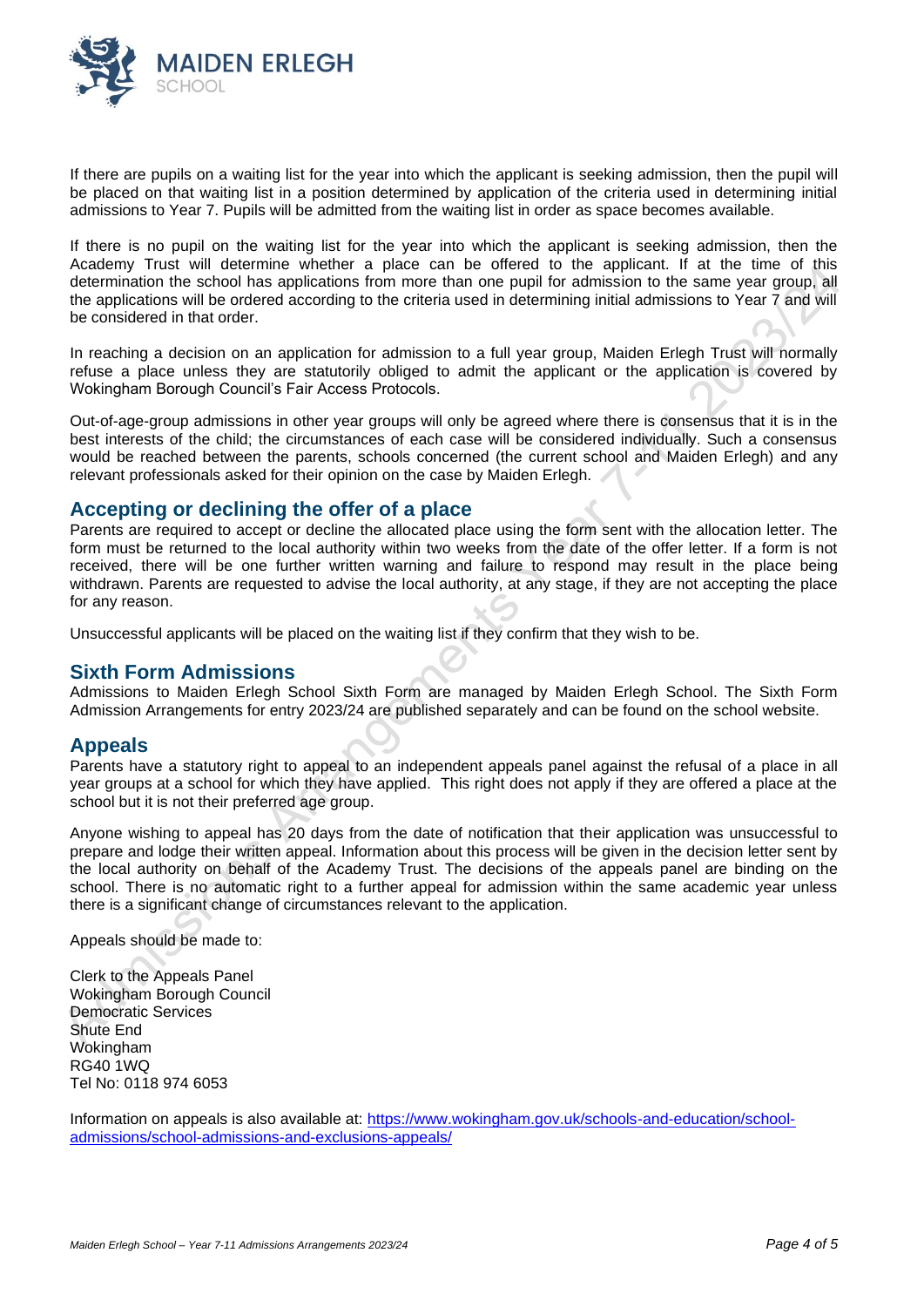If there are pupils on a waiting list for the year into which the applicant is seeking admission, then the pupil will be placed on that waiting list in a position determined by application of the criteria used in determining initial admissions to Year 7. Pupils will be admitted from the waiting list in order as space becomes available.

If there is no pupil on the waiting list for the year into which the applicant is seeking admission, then the Academy Trust will determine whether a place can be offered to the applicant. If at the time of this determination the school has applications from more than one pupil for admission to the same year group, all the applications will be ordered according to the criteria used in determining initial admissions to Year 7 and will be considered in that order.

In reaching a decision on an application for admission to a full year group, Maiden Erlegh Trust will normally refuse a place unless they are statutorily obliged to admit the applicant or the application is covered by Wokingham Borough Council's Fair Access Protocols.

Out-of-age-group admissions in other year groups will only be agreed where there is consensus that it is in the best interests of the child; the circumstances of each case will be considered individually. Such a consensus would be reached between the parents, schools concerned (the current school and Maiden Erlegh) and any relevant professionals asked for their opinion on the case by Maiden Erlegh.

## Accepting or declining the offer of a place

Parents are required to accept or decline the allocated place using the form sent with the allocation letter. The form must be returned to the local authority within two weeks from the date of the offer letter. If a form is not received, there will be one further written warning and failure to respond may result in the place being withdrawn. Parents are requested to advise the local authority, at any stage, if they are not accepting the place for any reason.

Unsuccessful applicants will be placed on the waiting list if they confirm that they wish to be.

## Sixth Form Admissions

Admissions to Maiden Erlegh School Sixth Form are managed by Maiden Erlegh School. The Sixth Form Admission Arrangements for entry 2023/24 are published separately and can be found on the school website.

## Appeals

Parents have a statutory right to appeal to an independent appeals panel against the refusal of a place in all year groups at a school for which they have applied. This right does not apply if they are offered a place at the school but it is not their preferred age group.

Anyone wishing to appeal has 20 days from the date of notification that their application was unsuccessful to prepare and lodge their written appeal. Information about this process will be given in the decision letter sent by the local authority on behalf of the Academy Trust. The decisions of the appeals panel are binding on the school. There is no automatic right to a further appeal for admission within the same academic year unless there is a significant change of circumstances relevant to the application.

Appeals should be made to:

Clerk to the Appeals Panel
Wokingham Borough Council
Democratic Services
Shute End
Wokingham
RG40 1WQ
Tel No: 0118 974 6053

Information on appeals is also available at: [https://www.wokingham.gov.uk/schools-and-education/school-admissions/school-admissions-and-exclusions-appeals/](https://www.wokingham.gov.uk/schools-and-education/school-admissions/school-admissions-and-exclusions-appeals/)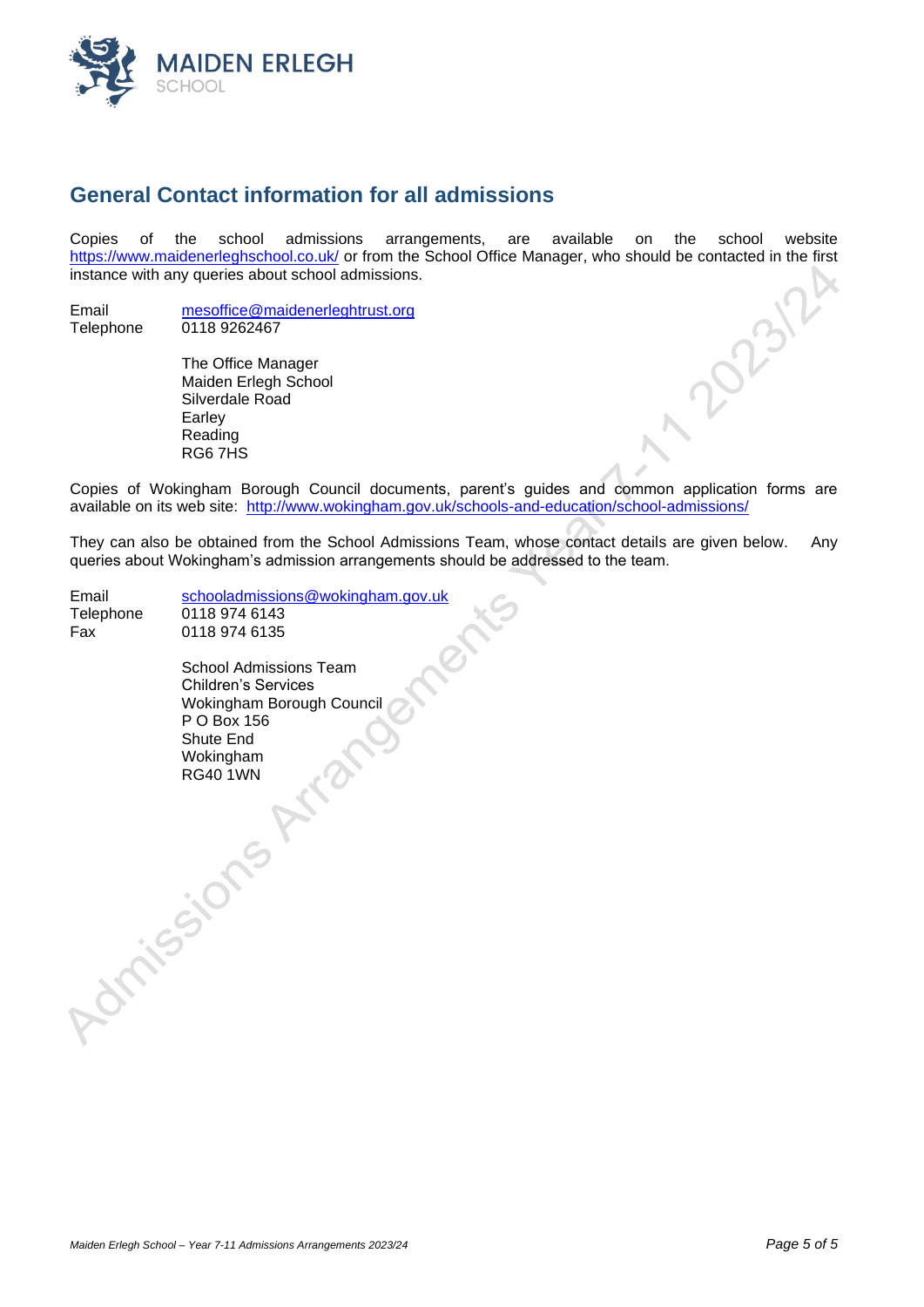## General Contact information for all admissions

Copies of the school admissions arrangements, are available on the school website https://www.maidenerleghschool.co.uk/ or from the School Office Manager, who should be contacted in the first instance with any queries about school admissions.

Email mesoffice@maidenerleghtrust.org
Telephone 0118 9262467

The Office Manager
Maiden Erlegh School
Silverdale Road
Earley
Reading
RG6 7HS

Copies of Wokingham Borough Council documents, parent's guides and common application forms are available on its web site: http://www.wokingham.gov.uk/schools-and-education/school-admissions/

They can also be obtained from the School Admissions Team, whose contact details are given below. Any queries about Wokingham's admission arrangements should be addressed to the team.

Email schooladmissions@wokingham.gov.uk
Telephone 0118 974 6143
Fax 0118 974 6135

School Admissions Team
Children's Services
Wokingham Borough Council
P O Box 156
Shute End
Wokingham
RG40 1WN